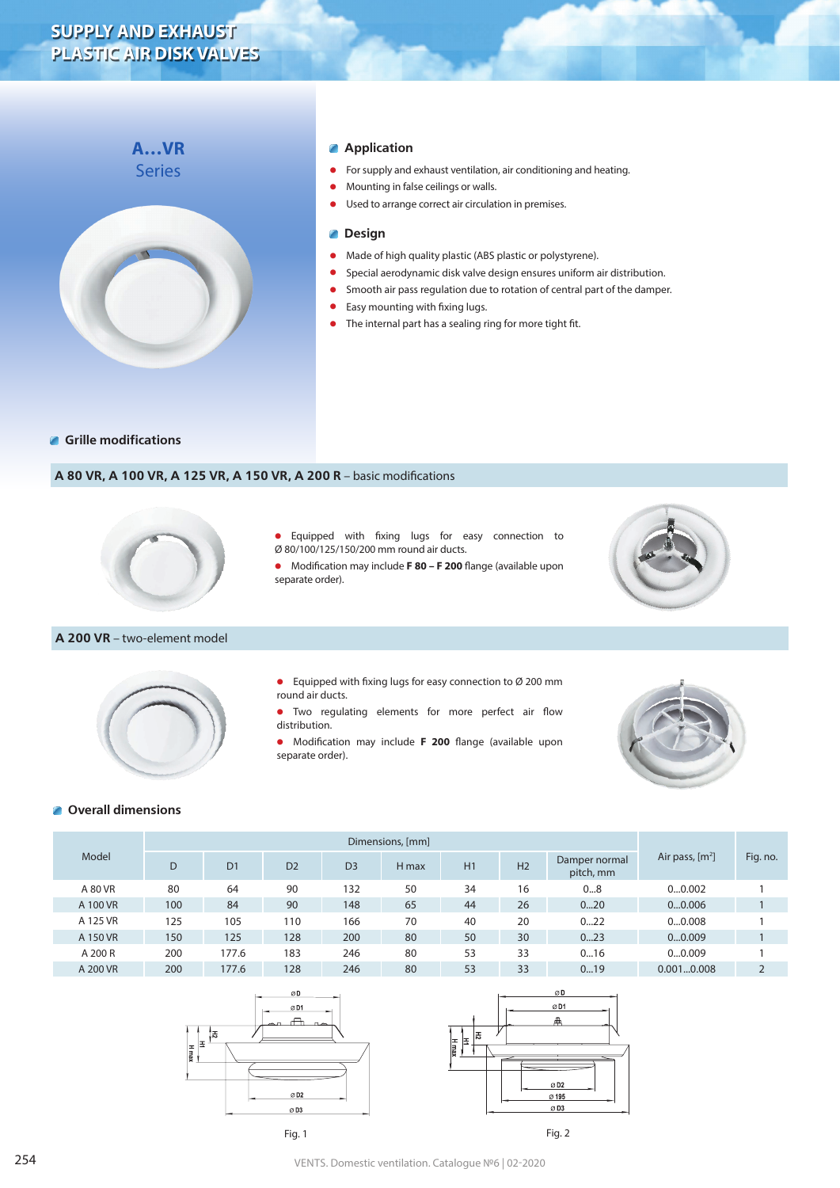# SUPPLY AND EXHAUST PLASTIC AIR DISK VALVES

## A...VR Series

### Application

- For supply and exhaust ventilation, air conditioning and heating.
- Mounting in false ceilings or walls.
- Used to arrange correct air circulation in premises.

### Design

- Made of high quality plastic (ABS plastic or polystyrene).
- Special aerodynamic disk valve design ensures uniform air distribution.
- Smooth air pass regulation due to rotation of central part of the damper.
- Easy mounting with fixing lugs.
- The internal part has a sealing ring for more tight fit.

### Grille modifications

**A 80 VR, A 100 VR, A 125 VR, A 150 VR, A 200 R** – basic modifications

- Equipped with fixing lugs for easy connection to Ø 80/100/125/150/200 mm round air ducts.
- Modification may include **F 80 – F 200** flange (available upon separate order).

**A 200 VR** – two-element model

- Equipped with fixing lugs for easy connection to Ø 200 mm round air ducts.
- Two regulating elements for more perfect air flow distribution.
- Modification may include **F 200** flange (available upon separate order).

### Overall dimensions

| Model | Dimensions, [mm] | | | | | | | | Air pass, [m²] | Fig. no. |
|---|---|---|---|---|---|---|---|---|---|---|
| | D | D1 | D2 | D3 | H max | H1 | H2 | Damper normal pitch, mm | | |
| A 80 VR | 80 | 64 | 90 | 132 | 50 | 34 | 16 | 0...8 | 0...0.002 | 1 |
| A 100 VR | 100 | 84 | 90 | 148 | 65 | 44 | 26 | 0...20 | 0...0.006 | 1 |
| A 125 VR | 125 | 105 | 110 | 166 | 70 | 40 | 20 | 0...22 | 0...0.008 | 1 |
| A 150 VR | 150 | 125 | 128 | 200 | 80 | 50 | 30 | 0...23 | 0...0.009 | 1 |
| A 200 R | 200 | 177.6 | 183 | 246 | 80 | 53 | 33 | 0...16 | 0...0.009 | 1 |
| A 200 VR | 200 | 177.6 | 128 | 246 | 80 | 53 | 33 | 0...19 | 0.001...0.008 | 2 |

Fig. 1

Fig. 2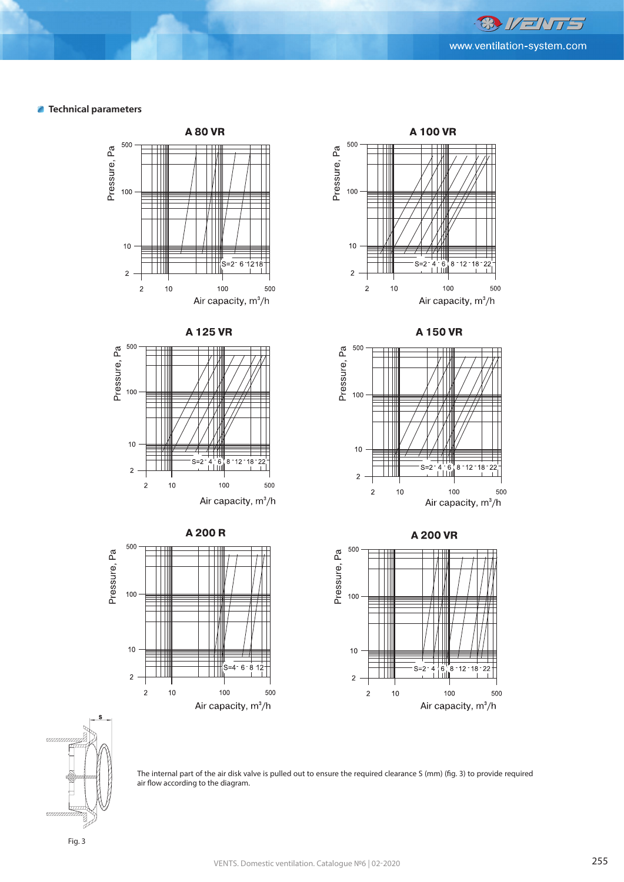## Technical parameters

**A 80 VR**

Pressure, Pa
500
100
10
2
S=2 6 12 18
2 10 100 500
Air capacity, m³/h

**A 100 VR**

Pressure, Pa
500
100
10
2
S=2 4 6 8 12 18 22
2 10 100 500
Air capacity, m³/h

**A 125 VR**

Pressure, Pa
500
100
10
2
S=2 4 6 8 12 18 22
2 10 100 500
Air capacity, m³/h

**A 150 VR**

Pressure, Pa
500
100
10
2
S=2 4 6 8 12 18 22
2 10 100 500
Air capacity, m³/h

**A 200 R**

Pressure, Pa
500
100
10
2
S=4 6 8 12
2 10 100 500
Air capacity, m³/h

**A 200 VR**

Pressure, Pa
500
100
10
2
S=2 4 6 8 12 18 22
2 10 100 500
Air capacity, m³/h

s

Fig. 3

The internal part of the air disk valve is pulled out to ensure the required clearance S (mm) (fig. 3) to provide required air flow according to the diagram.